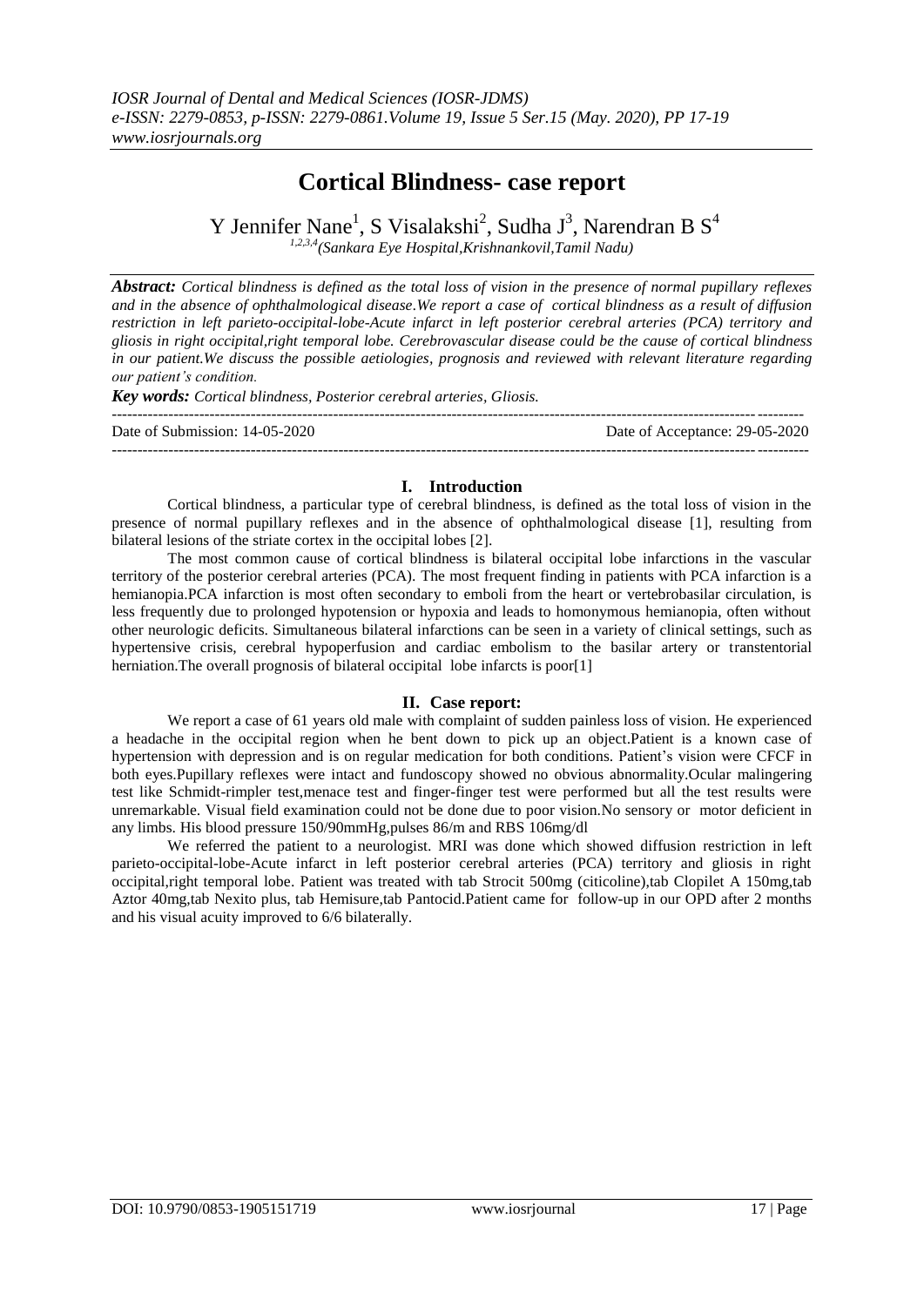# Cortical Blindness- case report

Y Jennifer Nane[1], S Visalakshi[2], Sudha J[3], Narendran B S[4]

[1,2,3,4](Sankara Eye Hospital,Krishnankovil,Tamil Nadu)

***Abstract:*** *Cortical blindness is defined as the total loss of vision in the presence of normal pupillary reflexes and in the absence of ophthalmological disease.We report a case of cortical blindness as a result of diffusion restriction in left parieto-occipital-lobe-Acute infarct in left posterior cerebral arteries (PCA) territory and gliosis in right occipital,right temporal lobe. Cerebrovascular disease could be the cause of cortical blindness in our patient.We discuss the possible aetiologies, prognosis and reviewed with relevant literature regarding our patient's condition.*

***Key words:*** *Cortical blindness, Posterior cerebral arteries, Gliosis.*

---

Date of Submission: 14-05-2020 Date of Acceptance: 29-05-2020

---

## I. Introduction

Cortical blindness, a particular type of cerebral blindness, is defined as the total loss of vision in the presence of normal pupillary reflexes and in the absence of ophthalmological disease [1], resulting from bilateral lesions of the striate cortex in the occipital lobes [2].

The most common cause of cortical blindness is bilateral occipital lobe infarctions in the vascular territory of the posterior cerebral arteries (PCA). The most frequent finding in patients with PCA infarction is a hemianopia.PCA infarction is most often secondary to emboli from the heart or vertebrobasilar circulation, is less frequently due to prolonged hypotension or hypoxia and leads to homonymous hemianopia, often without other neurologic deficits. Simultaneous bilateral infarctions can be seen in a variety of clinical settings, such as hypertensive crisis, cerebral hypoperfusion and cardiac embolism to the basilar artery or transtentorial herniation.The overall prognosis of bilateral occipital lobe infarcts is poor[1]

## II. Case report:

We report a case of 61 years old male with complaint of sudden painless loss of vision. He experienced a headache in the occipital region when he bent down to pick up an object.Patient is a known case of hypertension with depression and is on regular medication for both conditions. Patient's vision were CFCF in both eyes.Pupillary reflexes were intact and fundoscopy showed no obvious abnormality.Ocular malingering test like Schmidt-rimpler test,menace test and finger-finger test were performed but all the test results were unremarkable. Visual field examination could not be done due to poor vision.No sensory or motor deficient in any limbs. His blood pressure 150/90mmHg,pulses 86/m and RBS 106mg/dl

We referred the patient to a neurologist. MRI was done which showed diffusion restriction in left parieto-occipital-lobe-Acute infarct in left posterior cerebral arteries (PCA) territory and gliosis in right occipital,right temporal lobe. Patient was treated with tab Strocit 500mg (citicoline),tab Clopilet A 150mg,tab Aztor 40mg,tab Nexito plus, tab Hemisure,tab Pantocid.Patient came for follow-up in our OPD after 2 months and his visual acuity improved to 6/6 bilaterally.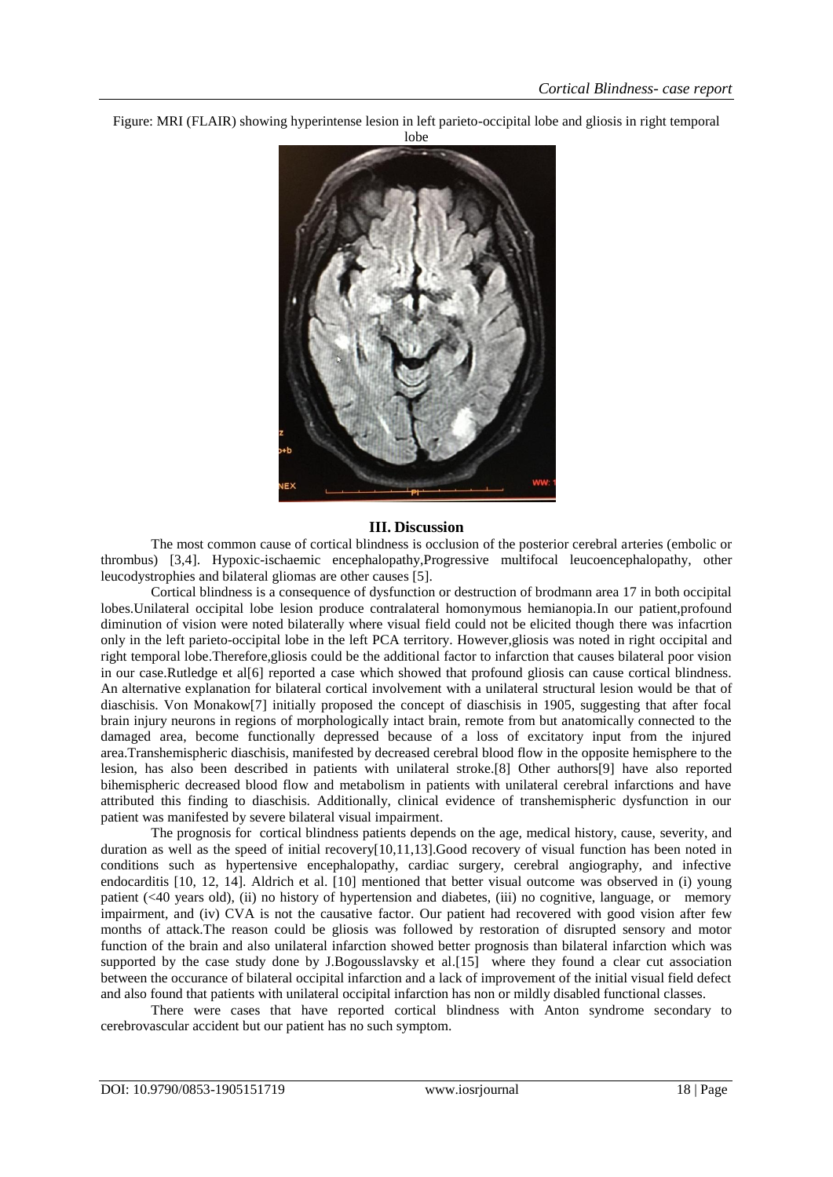Figure: MRI (FLAIR) showing hyperintense lesion in left parieto-occipital lobe and gliosis in right temporal lobe

## III. Discussion

The most common cause of cortical blindness is occlusion of the posterior cerebral arteries (embolic or thrombus) [3,4]. Hypoxic-ischaemic encephalopathy,Progressive multifocal leucoencephalopathy, other leucodystrophies and bilateral gliomas are other causes [5].

Cortical blindness is a consequence of dysfunction or destruction of brodmann area 17 in both occipital lobes.Unilateral occipital lobe lesion produce contralateral homonymous hemianopia.In our patient,profound diminution of vision were noted bilaterally where visual field could not be elicited though there was infacrtion only in the left parieto-occipital lobe in the left PCA territory. However,gliosis was noted in right occipital and right temporal lobe.Therefore,gliosis could be the additional factor to infarction that causes bilateral poor vision in our case.Rutledge et al[6] reported a case which showed that profound gliosis can cause cortical blindness. An alternative explanation for bilateral cortical involvement with a unilateral structural lesion would be that of diaschisis. Von Monakow[7] initially proposed the concept of diaschisis in 1905, suggesting that after focal brain injury neurons in regions of morphologically intact brain, remote from but anatomically connected to the damaged area, become functionally depressed because of a loss of excitatory input from the injured area.Transhemispheric diaschisis, manifested by decreased cerebral blood flow in the opposite hemisphere to the lesion, has also been described in patients with unilateral stroke.[8] Other authors[9] have also reported bihemispheric decreased blood flow and metabolism in patients with unilateral cerebral infarctions and have attributed this finding to diaschisis. Additionally, clinical evidence of transhemispheric dysfunction in our patient was manifested by severe bilateral visual impairment.

The prognosis for cortical blindness patients depends on the age, medical history, cause, severity, and duration as well as the speed of initial recovery[10,11,13].Good recovery of visual function has been noted in conditions such as hypertensive encephalopathy, cardiac surgery, cerebral angiography, and infective endocarditis [10, 12, 14]. Aldrich et al. [10] mentioned that better visual outcome was observed in (i) young patient (<40 years old), (ii) no history of hypertension and diabetes, (iii) no cognitive, language, or memory impairment, and (iv) CVA is not the causative factor. Our patient had recovered with good vision after few months of attack.The reason could be gliosis was followed by restoration of disrupted sensory and motor function of the brain and also unilateral infarction showed better prognosis than bilateral infarction which was supported by the case study done by J.Bogousslavsky et al.[15] where they found a clear cut association between the occurance of bilateral occipital infarction and a lack of improvement of the initial visual field defect and also found that patients with unilateral occipital infarction has non or mildly disabled functional classes.

There were cases that have reported cortical blindness with Anton syndrome secondary to cerebrovascular accident but our patient has no such symptom.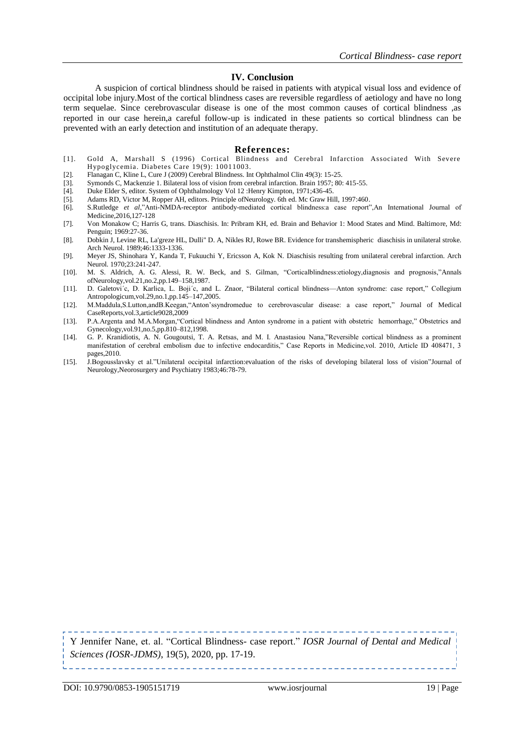## IV. Conclusion

A suspicion of cortical blindness should be raised in patients with atypical visual loss and evidence of occipital lobe injury.Most of the cortical blindness cases are reversible regardless of aetiology and have no long term sequelae. Since cerebrovascular disease is one of the most common causes of cortical blindness ,as reported in our case herein,a careful follow-up is indicated in these patients so cortical blindness can be prevented with an early detection and institution of an adequate therapy.

## References:

[1]. Gold A, Marshall S (1996) Cortical Blindness and Cerebral Infarction Associated With Severe Hypoglycemia. Diabetes Care 19(9): 10011003.

[2]. Flanagan C, Kline L, Cure J (2009) Cerebral Blindness. Int Ophthalmol Clin 49(3): 15-25.

[3]. Symonds C, Mackenzie 1. Bilateral loss of vision from cerebral infarction. Brain 1957; 80: 415-55.

[4]. Duke Elder S, editor. System of Ophthalmology Vol 12 :Henry Kimpton, 1971;436-45.

[5]. Adams RD, Victor M, Ropper AH, editors. Principle ofNeurology. 6th ed. Mc Graw Hill, 1997:460.

[6]. S.Rutledge *et al*,"Anti-NMDA-receptor antibody-mediated cortical blindness:a case report",An International Journal of Medicine,2016,127-128

[7]. Von Monakow C; Harris G, trans. Diaschisis. In: Pribram KH, ed. Brain and Behavior 1: Mood States and Mind. Baltimore, Md: Penguin; 1969:27-36.

[8]. Dobkin J, Levine RL, La'greze HL, Dulli" D. A, Nikles RJ, Rowe BR. Evidence for transhemispheric diaschisis in unilateral stroke. Arch Neurol. 1989;46:1333-1336.

[9]. Meyer JS, Shinohara Y, Kanda T, Fukuuchi Y, Ericsson A, Kok N. Diaschisis resulting from unilateral cerebral infarction. Arch Neurol. 1970;23:241-247.

[10]. M. S. Aldrich, A. G. Alessi, R. W. Beck, and S. Gilman, "Corticalblindness:etiology,diagnosis and prognosis,"Annals ofNeurology,vol.21,no.2,pp.149–158,1987.

[11]. D. Galetovi´c, D. Karlica, L. Boji´c, and L. Znaor, "Bilateral cortical blindness—Anton syndrome: case report," Collegium Antropologicum,vol.29,no.1,pp.145–147,2005.

[12]. M.Maddula,S.Lutton,andB.Keegan,"Anton'ssyndromedue to cerebrovascular disease: a case report," Journal of Medical CaseReports,vol.3,article9028,2009

[13]. P.A.Argenta and M.A.Morgan,"Cortical blindness and Anton syndrome in a patient with obstetric hemorrhage," Obstetrics and Gynecology,vol.91,no.5,pp.810–812,1998.

[14]. G. P. Kranidiotis, A. N. Gougoutsi, T. A. Retsas, and M. I. Anastasiou Nana,"Reversible cortical blindness as a prominent manifestation of cerebral embolism due to infective endocarditis," Case Reports in Medicine,vol. 2010, Article ID 408471, 3 pages,2010.

[15]. J.Bogousslavsky et al."Unilateral occipital infarction:evaluation of the risks of developing bilateral loss of vision"Journal of Neurology,Neorosurgery and Psychiatry 1983;46:78-79.

Y Jennifer Nane, et. al. "Cortical Blindness- case report." *IOSR Journal of Dental and Medical Sciences (IOSR-JDMS)*, 19(5), 2020, pp. 17-19.